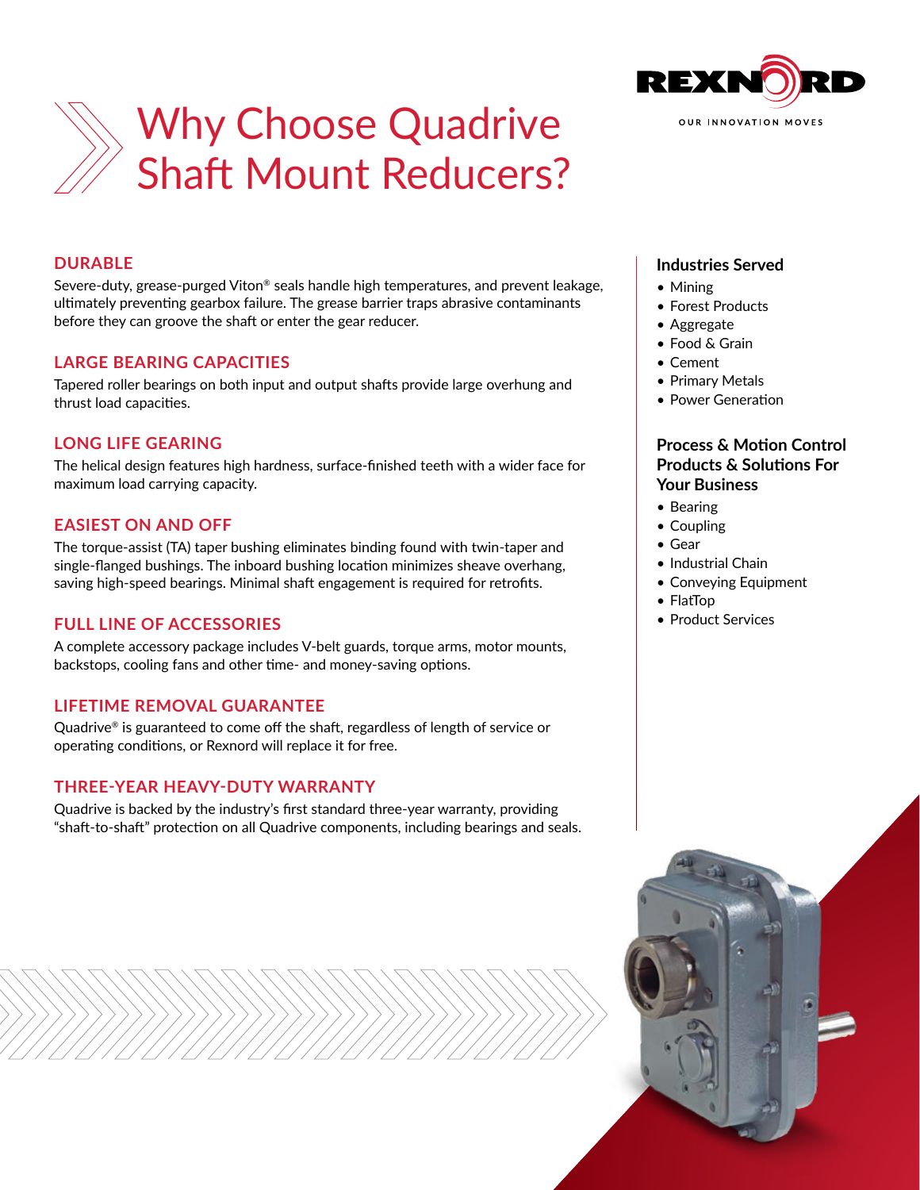# Why Choose Quadrive Shaft Mount Reducers?

REXNORD
OUR INNOVATION MOVES

## DURABLE

Severe-duty, grease-purged Viton® seals handle high temperatures, and prevent leakage, ultimately preventing gearbox failure. The grease barrier traps abrasive contaminants before they can groove the shaft or enter the gear reducer.

## LARGE BEARING CAPACITIES

Tapered roller bearings on both input and output shafts provide large overhung and thrust load capacities.

## LONG LIFE GEARING

The helical design features high hardness, surface-finished teeth with a wider face for maximum load carrying capacity.

## EASIEST ON AND OFF

The torque-assist (TA) taper bushing eliminates binding found with twin-taper and single-flanged bushings. The inboard bushing location minimizes sheave overhang, saving high-speed bearings. Minimal shaft engagement is required for retrofits.

## FULL LINE OF ACCESSORIES

A complete accessory package includes V-belt guards, torque arms, motor mounts, backstops, cooling fans and other time- and money-saving options.

## LIFETIME REMOVAL GUARANTEE

Quadrive® is guaranteed to come off the shaft, regardless of length of service or operating conditions, or Rexnord will replace it for free.

## THREE-YEAR HEAVY-DUTY WARRANTY

Quadrive is backed by the industry's first standard three-year warranty, providing "shaft-to-shaft" protection on all Quadrive components, including bearings and seals.

### Industries Served

- Mining
- Forest Products
- Aggregate
- Food & Grain
- Cement
- Primary Metals
- Power Generation

### Process & Motion Control Products & Solutions For Your Business

- Bearing
- Coupling
- Gear
- Industrial Chain
- Conveying Equipment
- FlatTop
- Product Services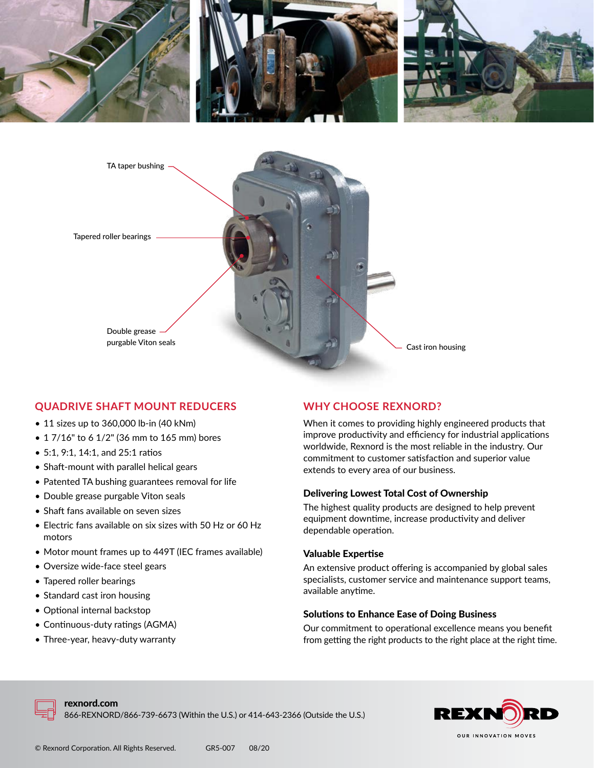TA taper bushing

Tapered roller bearings

Double grease purgable Viton seals

Cast iron housing

## QUADRIVE SHAFT MOUNT REDUCERS

- 11 sizes up to 360,000 lb-in (40 kNm)
- 1 7/16" to 6 1/2" (36 mm to 165 mm) bores
- 5:1, 9:1, 14:1, and 25:1 ratios
- Shaft-mount with parallel helical gears
- Patented TA bushing guarantees removal for life
- Double grease purgable Viton seals
- Shaft fans available on seven sizes
- Electric fans available on six sizes with 50 Hz or 60 Hz motors
- Motor mount frames up to 449T (IEC frames available)
- Oversize wide-face steel gears
- Tapered roller bearings
- Standard cast iron housing
- Optional internal backstop
- Continuous-duty ratings (AGMA)
- Three-year, heavy-duty warranty

## WHY CHOOSE REXNORD?

When it comes to providing highly engineered products that improve productivity and efficiency for industrial applications worldwide, Rexnord is the most reliable in the industry. Our commitment to customer satisfaction and superior value extends to every area of our business.

### Delivering Lowest Total Cost of Ownership

The highest quality products are designed to help prevent equipment downtime, increase productivity and deliver dependable operation.

### Valuable Expertise

An extensive product offering is accompanied by global sales specialists, customer service and maintenance support teams, available anytime.

### Solutions to Enhance Ease of Doing Business

Our commitment to operational excellence means you benefit from getting the right products to the right place at the right time.

**rexnord.com**

866-REXNORD/866-739-6673 (Within the U.S.) or 414-643-2366 (Outside the U.S.)

REXNORD

OUR INNOVATION MOVES

© Rexnord Corporation. All Rights Reserved. GR5-007 08/20